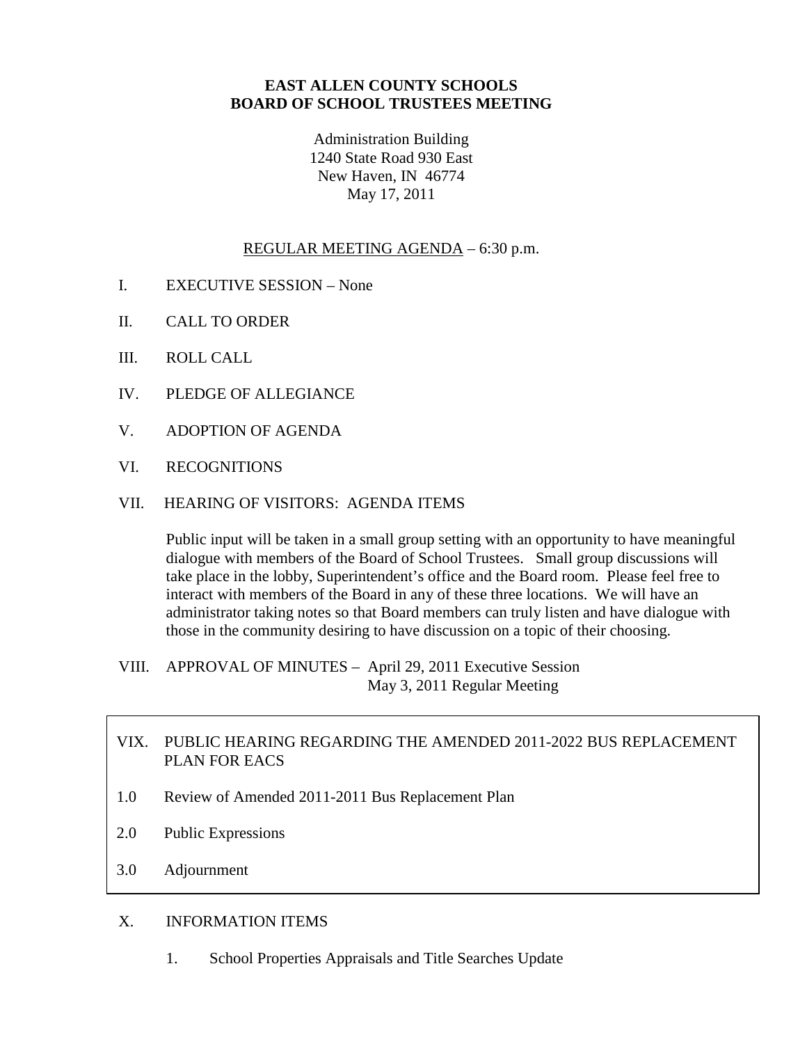**EAST ALLEN COUNTY SCHOOLS**
**BOARD OF SCHOOL TRUSTEES MEETING**

Administration Building
1240 State Road 930 East
New Haven, IN 46774
May 17, 2011

REGULAR MEETING AGENDA – 6:30 p.m.

I. EXECUTIVE SESSION – None

II. CALL TO ORDER

III. ROLL CALL

IV. PLEDGE OF ALLEGIANCE

V. ADOPTION OF AGENDA

VI. RECOGNITIONS

VII. HEARING OF VISITORS: AGENDA ITEMS

Public input will be taken in a small group setting with an opportunity to have meaningful dialogue with members of the Board of School Trustees. Small group discussions will take place in the lobby, Superintendent's office and the Board room. Please feel free to interact with members of the Board in any of these three locations. We will have an administrator taking notes so that Board members can truly listen and have dialogue with those in the community desiring to have discussion on a topic of their choosing.

VIII. APPROVAL OF MINUTES – April 29, 2011 Executive Session
May 3, 2011 Regular Meeting

VIX. PUBLIC HEARING REGARDING THE AMENDED 2011-2022 BUS REPLACEMENT PLAN FOR EACS

1.0 Review of Amended 2011-2011 Bus Replacement Plan

2.0 Public Expressions

3.0 Adjournment

X. INFORMATION ITEMS

1. School Properties Appraisals and Title Searches Update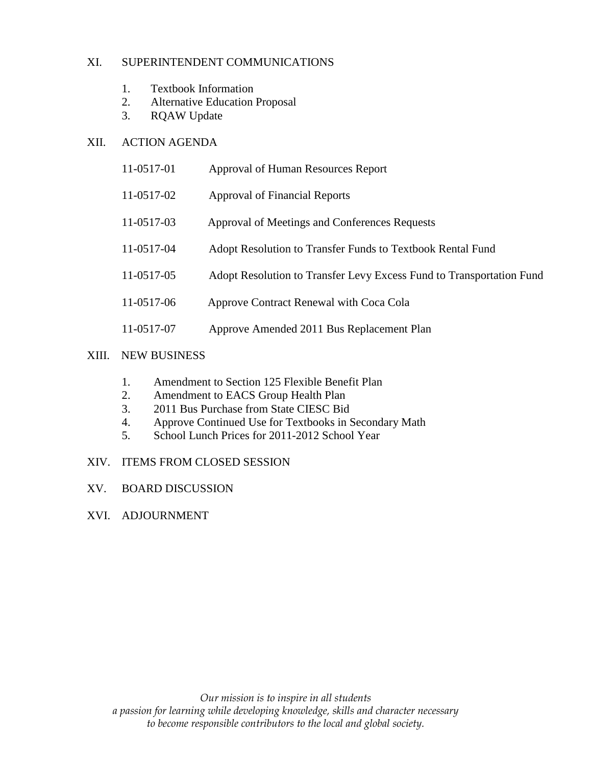## XI. SUPERINTENDENT COMMUNICATIONS

1. Textbook Information
2. Alternative Education Proposal
3. RQAW Update

## XII. ACTION AGENDA

| | |
|---|---|
| 11-0517-01 | Approval of Human Resources Report |
| 11-0517-02 | Approval of Financial Reports |
| 11-0517-03 | Approval of Meetings and Conferences Requests |
| 11-0517-04 | Adopt Resolution to Transfer Funds to Textbook Rental Fund |
| 11-0517-05 | Adopt Resolution to Transfer Levy Excess Fund to Transportation Fund |
| 11-0517-06 | Approve Contract Renewal with Coca Cola |
| 11-0517-07 | Approve Amended 2011 Bus Replacement Plan |

## XIII. NEW BUSINESS

1. Amendment to Section 125 Flexible Benefit Plan
2. Amendment to EACS Group Health Plan
3. 2011 Bus Purchase from State CIESC Bid
4. Approve Continued Use for Textbooks in Secondary Math
5. School Lunch Prices for 2011-2012 School Year

## XIV. ITEMS FROM CLOSED SESSION

## XV. BOARD DISCUSSION

## XVI. ADJOURNMENT

*Our mission is to inspire in all students*
*a passion for learning while developing knowledge, skills and character necessary*
*to become responsible contributors to the local and global society.*